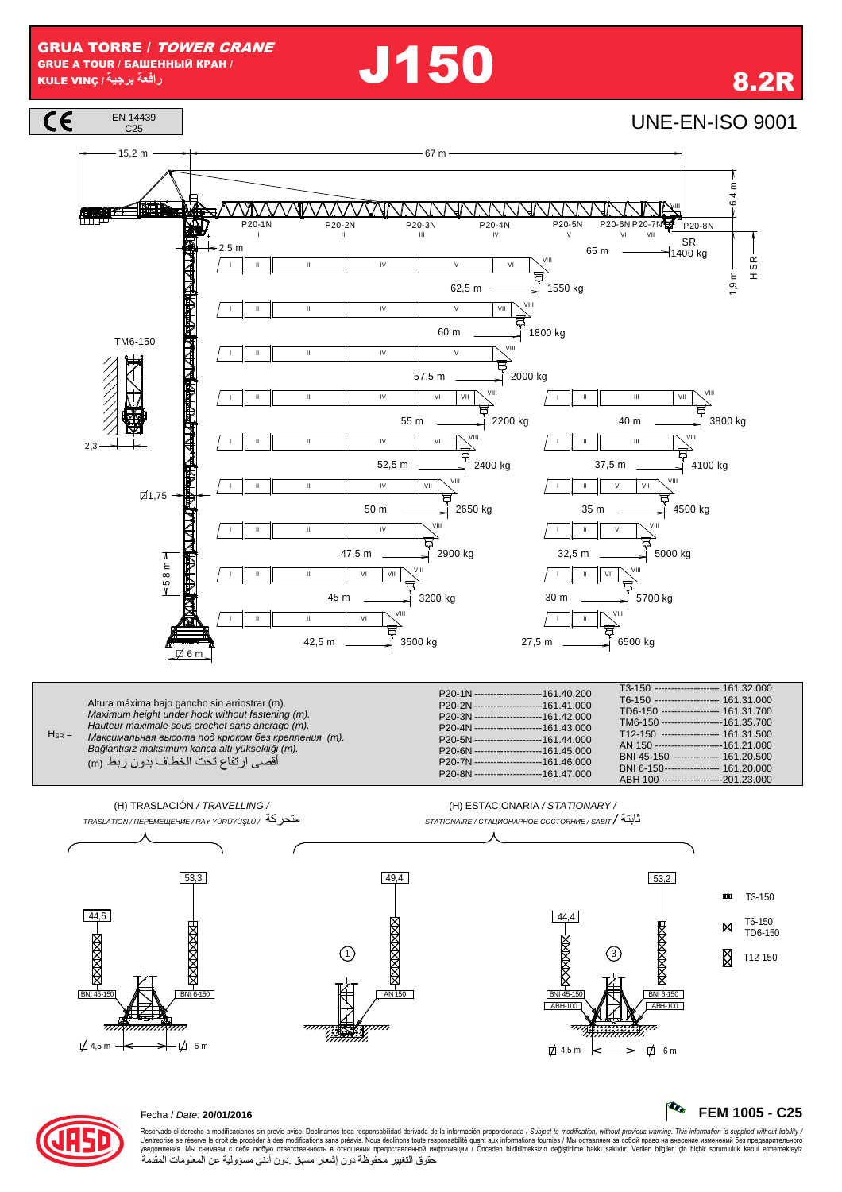# GRUA TORRE / *TOWER CRANE*

**GRUE A TOUR / БАШЕННЫЙ КРАН / KULE VINÇ / رافعة برجية**

# J150

## 8.2R

EN 14439 C25

UNE-EN-ISO 9001

15,2 m — 67 m

6,4 m

P20-1N I — P20-2N II — P20-3N III — P20-4N IV — P20-5N V — P20-6N VI — P20-7N VII — P20-8N VIII

2,5 m

SR

65 m — 1400 kg

1,9 m

H SR

| Radio (m) | Carga (kg) |
|---|---|
| 65 m | 1400 kg |
| 62,5 m | 1550 kg |
| 60 m | 1800 kg |
| 57,5 m | 2000 kg |
| 55 m | 2200 kg |
| 52,5 m | 2400 kg |
| 50 m | 2650 kg |
| 47,5 m | 2900 kg |
| 45 m | 3200 kg |
| 42,5 m | 3500 kg |
| 40 m | 3800 kg |
| 37,5 m | 4100 kg |
| 35 m | 4500 kg |
| 32,5 m | 5000 kg |
| 30 m | 5700 kg |
| 27,5 m | 6500 kg |

TM6-150

2,3

Ø1,75

5,8 m

Ø 6 m

$H_{SR}$ =

Altura máxima bajo gancho sin arriostrar (m).
*Maximum height under hook without fastening (m).*
*Hauteur maximale sous crochet sans ancrage (m).*
*Максимальная высота под крюком без крепления (m).*
*Bağlantısız maksimum kanca altı yüksekliği (m).*
أقصى ارتفاع تحت الخطاف بدون ربط (m)

| | |
|---|---|
| P20-1N | 161.40.200 |
| P20-2N | 161.41.000 |
| P20-3N | 161.42.000 |
| P20-4N | 161.43.000 |
| P20-5N | 161.44.000 |
| P20-6N | 161.45.000 |
| P20-7N | 161.46.000 |
| P20-8N | 161.47.000 |

| | |
|---|---|
| T3-150 | 161.32.000 |
| T6-150 | 161.31.000 |
| TD6-150 | 161.31.700 |
| TM6-150 | 161.35.700 |
| T12-150 | 161.31.500 |
| AN 150 | 161.21.000 |
| BNI 45-150 | 161.20.500 |
| BNI 6-150 | 161.20.000 |
| ABH 100 | 201.23.000 |

(H) TRASLACIÓN / *TRAVELLING / TRASLATION / ПЕРЕМЕЩЕНИЕ / RAY YÜRÜYÜŞLÜ /* متحركة

44,6 — 53,3 — BNI 45-150 — BNI 6-150 — Ø 4,5 m — Ø 6 m

(H) ESTACIONARIA / *STATIONARY / STATIONAIRE / СТАЦИОНАРНОЕ СОСТОЯНИЕ / SABIT /* ثابتة

① 49,4 — AN 150

③ 44,4 — 53,2 — BNI 45-150 — ABH-100 — BNI 6-150 — ABH-100 — Ø 4,5 m — Ø 6 m

T3-150 — T6-150 / TD6-150 — T12-150

Fecha / *Date:* **20/01/2016**

**FEM 1005 - C25**

Reservado el derecho a modificaciones sin previo aviso. Declinamos toda responsabilidad derivada de la información proporcionada / *Subject to modification, without previous warning. This information is supplied without liability /* L'entreprise se réserve le droit de procéder à des modifications sans préavis. Nous déclinons toute responsabilité quant aux informations fournies / Мы оставляем за собой право на внесение изменений без предварительного уведомления. Мы снимаем с себя любую ответственность в отношении предоставленной информации / Önceden bildirilmeksizin değiştirilme hakkı saklıdır. Verilen bilgiler için hiçbir sorumluluk kabul etmemekteyiz
حقوق التغيير محفوظة دون إشعار مسبق .دون أدنى مسؤولية عن المعلومات المقدمة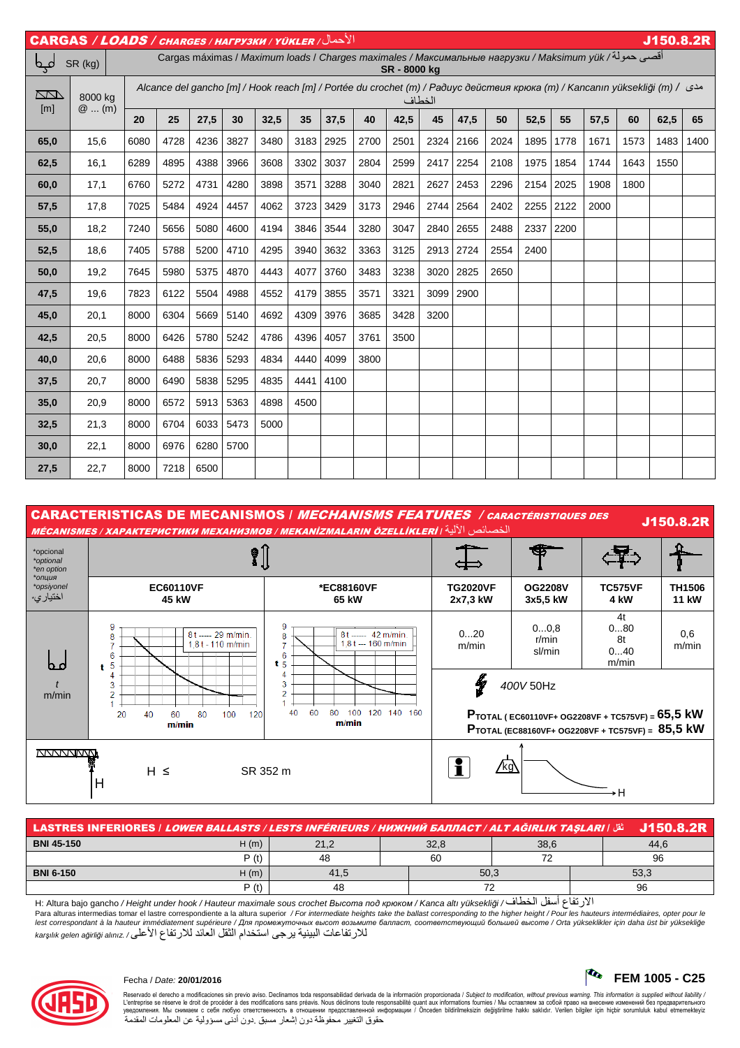## CARGAS / *LOADS* / *CHARGES* / *НАГРУЗКИ* / *YÜKLER* / الأحمال — J150.8.2R

| SR (kg) | | Cargas máximas / *Maximum loads* / *Charges maximales* / *Максимальные нагрузки* / *Maksimum yük* / أقصى حمولة — SR - 8000 kg | | | | | | | | | | | | | | | | | |
|---|---|---|---|---|---|---|---|---|---|---|---|---|---|---|---|---|---|---|---|
| [m] | 8000 kg @ ... (m) | Alcance del gancho [m] / *Hook reach [m]* / *Portée du crochet (m)* / *Радиус действия крюка (m)* / *Kancanın yüksekliği (m)* / مدى الخطاف | | | | | | | | | | | | | | | | | |
| | | 20 | 25 | 27,5 | 30 | 32,5 | 35 | 37,5 | 40 | 42,5 | 45 | 47,5 | 50 | 52,5 | 55 | 57,5 | 60 | 62,5 | 65 |
| **65,0** | 15,6 | 6080 | 4728 | 4236 | 3827 | 3480 | 3183 | 2925 | 2700 | 2501 | 2324 | 2166 | 2024 | 1895 | 1778 | 1671 | 1573 | 1483 | 1400 |
| **62,5** | 16,1 | 6289 | 4895 | 4388 | 3966 | 3608 | 3302 | 3037 | 2804 | 2599 | 2417 | 2254 | 2108 | 1975 | 1854 | 1744 | 1643 | 1550 | |
| **60,0** | 17,1 | 6760 | 5272 | 4731 | 4280 | 3898 | 3571 | 3288 | 3040 | 2821 | 2627 | 2453 | 2296 | 2154 | 2025 | 1908 | 1800 | | |
| **57,5** | 17,8 | 7025 | 5484 | 4924 | 4457 | 4062 | 3723 | 3429 | 3173 | 2946 | 2744 | 2564 | 2402 | 2255 | 2122 | 2000 | | | |
| **55,0** | 18,2 | 7240 | 5656 | 5080 | 4600 | 4194 | 3846 | 3544 | 3280 | 3047 | 2840 | 2655 | 2488 | 2337 | 2200 | | | | |
| **52,5** | 18,6 | 7405 | 5788 | 5200 | 4710 | 4295 | 3940 | 3632 | 3363 | 3125 | 2913 | 2724 | 2554 | 2400 | | | | | |
| **50,0** | 19,2 | 7645 | 5980 | 5375 | 4870 | 4443 | 4077 | 3760 | 3483 | 3238 | 3020 | 2825 | 2650 | | | | | | |
| **47,5** | 19,6 | 7823 | 6122 | 5504 | 4988 | 4552 | 4179 | 3855 | 3571 | 3321 | 3099 | 2900 | | | | | | | |
| **45,0** | 20,1 | 8000 | 6304 | 5669 | 5140 | 4692 | 4309 | 3976 | 3685 | 3428 | 3200 | | | | | | | | |
| **42,5** | 20,5 | 8000 | 6426 | 5780 | 5242 | 4786 | 4396 | 4057 | 3761 | 3500 | | | | | | | | | |
| **40,0** | 20,6 | 8000 | 6488 | 5836 | 5293 | 4834 | 4440 | 4099 | 3800 | | | | | | | | | | |
| **37,5** | 20,7 | 8000 | 6490 | 5838 | 5295 | 4835 | 4441 | 4100 | | | | | | | | | | | |
| **35,0** | 20,9 | 8000 | 6572 | 5913 | 5363 | 4898 | 4500 | | | | | | | | | | | | |
| **32,5** | 21,3 | 8000 | 6704 | 6033 | 5473 | 5000 | | | | | | | | | | | | | |
| **30,0** | 22,1 | 8000 | 6976 | 6280 | 5700 | | | | | | | | | | | | | | |
| **27,5** | 22,7 | 8000 | 7218 | 6500 | | | | | | | | | | | | | | | |

## CARACTERISTICAS DE MECANISMOS / *MECHANISMS FEATURES* / *CARACTÉRISTIQUES DES MÉCANISMES* / *ХАРАКТЕРИСТИКИ МЕХАНИЗМОВ* / *MEKANİZMALARIN ÖZELLİKLERİ* / الخصائص الآلية — J150.8.2R

*opcional / *optional* / *en option* / *опция* / *opsiyonel* / اختياري

| | EC60110VF 45 kW | *EC88160VF 65 kW | TG2020VF 2x7,3 kW | OG2208V 3x5,5 kW | TC575VF 4 kW | TH1506 11 kW |
|---|---|---|---|---|---|---|
| t m/min | 8 t ----- 29 m/min; 1,8 t - 110 m/min | 8 t ----- 42 m/min; 1,8 t --- 160 m/min | 0...20 m/min | 0...0,8 r/min sl/min | 4t 0...80; 8t 0...40 m/min | 0,6 m/min |
| | | | 400V 50Hz | | | |

$P_{TOTAL}$ (EC60110VF+ OG2208VF + TC575VF) = **65,5 kW**

$P_{TOTAL}$ (EC88160VF+ OG2208VF + TC575VF) = **85,5 kW**

H ≤ SR 352 m

## LASTRES INFERIORES / *LOWER BALLASTS* / *LESTS INFÉRIEURS* / *НИЖНИЙ БАЛЛАСТ* / *ALT AĞIRLIK TAŞLARI* / ثقل — J150.8.2R

| | | | | | |
|---|---|---|---|---|---|
| **BNI 45-150** | H (m) | 21,2 | 32,8 | 38,6 | 44,6 |
| | P (t) | 48 | 60 | 72 | 96 |
| **BNI 6-150** | H (m) | 41,5 | 50,3 | | 53,3 |
| | P (t) | 48 | 72 | | 96 |

H: Altura bajo gancho / *Height under hook* / *Hauteur maximale sous crochet* *Высота под крюком* / *Kanca altı yüksekliği* / الارتفاع أسفل الخطاف

Para alturas intermedias tomar el lastre correspondiente a la altura superior / *For intermediate heights take the ballast corresponding to the higher height* / *Pour les hauteurs intermédiaires, opter pour le lest correspondant à la hauteur immédiatement supérieure* / *Для промежуточных высот возьмите балласт, соответствующий большей высоте* / *Orta yükseklikler için daha üst bir yüksekliğe karşılık gelen ağırlığı alınız.* / للارتفاعات البينية يرجى استخدام الثقل العائد للارتفاع الأعلى

Fecha / *Date:* **20/01/2016**

**FEM 1005 - C25**

Reservado el derecho a modificaciones sin previo aviso. Declinamos toda responsabilidad derivada de la información proporcionada / *Subject to modification, without previous warning. This information is supplied without liability* / L'entreprise se réserve le droit de procéder à des modifications sans préavis. Nous déclinons toute responsabilité quant aux informations fournies / Мы оставляем за собой право на внесение изменений без предварительного уведомления. Мы снимаем с себя любую ответственность в отношении предоставленной информации / Önceden bildirilmeksizin değiştirilme hakkı saklıdır. Verilen bilgiler için hiçbir sorumluluk kabul etmemekteyiz
حقوق التغيير محفوظة دون إشعار مسبق .دون أدنى مسؤولية عن المعلومات المقدمة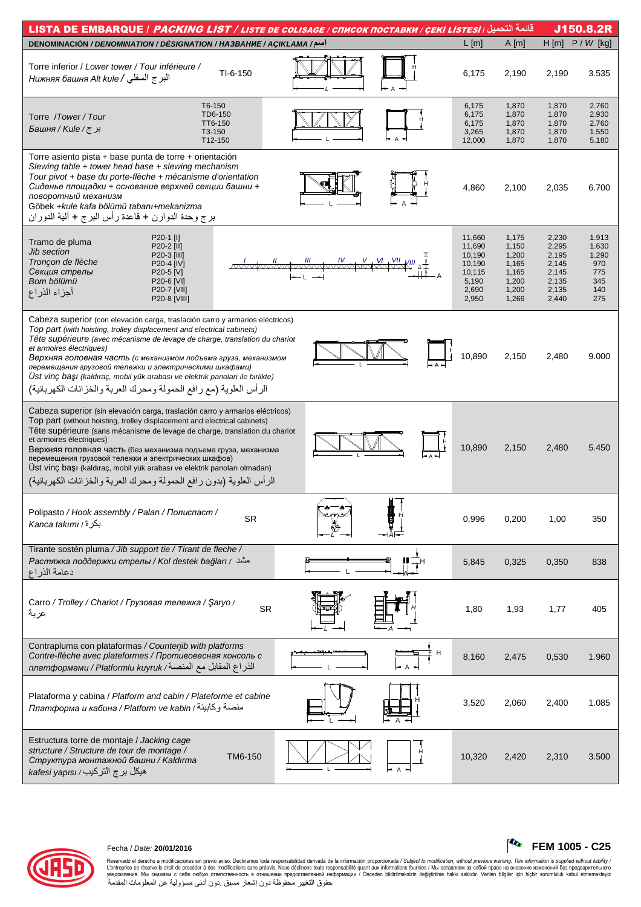# LISTA DE EMBARQUE / *PACKING LIST* / *LISTE DE COLISAGE* / *СПИСОК ПОСТАВКИ* / *ÇEKİ LİSTESİ* / قائمة التحميل — J150.8.2R

| DENOMINACIÓN / *DENOMINATION* / *DÉSIGNATION* / *НАЗВАНИЕ* / *AÇIKLAMA* / اسم | | L [m] | A [m] | H [m] | P / *W* [kg] |
|---|---|---|---|---|---|
| Torre inferior / *Lower tower* / *Tour inférieure* / *Нижняя башня* *Alt kule* / البرج السفلي | TI-6-150 | 6,175 | 2,190 | 2,190 | 3.535 |
| Torre / *Tower* / *Tour* / *Башня* / *Kule* / برج | T6-150 | 6,175 | 1,870 | 1,870 | 2.760 |
| | TD6-150 | 6,175 | 1,870 | 1,870 | 2.930 |
| | TT6-150 | 6,175 | 1,870 | 1,870 | 2.760 |
| | T3-150 | 3,265 | 1,870 | 1,870 | 1.550 |
| | T12-150 | 12,000 | 1,870 | 1,870 | 5.180 |
| Torre asiento pista + base punta de torre + orientación / *Slewing table + tower head base + slewing mechanism* / *Tour pivot + base du porte-flèche + mécanisme d'orientation* / *Сиденье площадки + основание верхней секции башни + поворотный механизм* / Göbek *+kule kafa bölümü tabanı+mekanizma* / برج وحدة الدوارن + قاعدة رأس البرج + آلية الدوران | | 4,860 | 2,100 | 2,035 | 6.700 |
| Tramo de pluma / *Jib section* / *Tronçon de flèche* / *Секция стрелы* / *Bom bölümü* / أجزاء الذراع | P20-1 [I] | 11,660 | 1,175 | 2,230 | 1.913 |
| | P20-2 [II] | 11,690 | 1,150 | 2,295 | 1.630 |
| | P20-3 [III] | 10,190 | 1,200 | 2,195 | 1.290 |
| | P20-4 [IV] | 10,190 | 1,165 | 2,145 | 970 |
| | P20-5 [V] | 10,115 | 1,165 | 2,145 | 775 |
| | P20-6 [VI] | 5,190 | 1,200 | 2,135 | 345 |
| | P20-7 [VII] | 2,690 | 1,200 | 2,135 | 140 |
| | P20-8 [VIII] | 2,950 | 1,266 | 2,440 | 275 |
| Cabeza superior (con elevación carga, traslación carro y armarios eléctricos) / *Top part (with hoisting, trolley displacement and electrical cabinets)* / *Tête supérieure (avec mécanisme de levage de charge, translation du chariot et armoires électriques)* / *Верхняя головная часть (с механизмом подъема груза, механизмом перемещения грузовой тележки и электрическими шкафами)* / *Üst vinç başı (kaldıraç, mobil yük arabası ve elektrik panoları ile birlikte)* / الرأس العلوية (مع رافع الحمولة ومحرك العربة والخزانات الكهربائية) | | 10,890 | 2,150 | 2,480 | 9.000 |
| Cabeza superior (sin elevación carga, traslación carro y armarios eléctricos) / Top part (without hoisting, trolley displacement and electrical cabinets) / Tête supérieure (sans mécanisme de levage de charge, translation du chariot et armoires électriques) / Верхняя головная часть (без механизма подъема груза, механизма перемещения грузовой тележки и электрических шкафов) / Üst vinç başı (kaldıraç, mobil yük arabası ve elektrik panoları olmadan) / الرأس العلوية (بدون رافع الحمولة ومحرك العربة والخزانات الكهربائية) | | 10,890 | 2,150 | 2,480 | 5.450 |
| Polipasto / *Hook assembly* / *Palan* / *Полиспаст* / *Kanca takımı* / بكرة | SR | 0,996 | 0,200 | 1,00 | 350 |
| Tirante sostén pluma / *Jib support tie* / *Tirant de fleche* / *Растяжка поддержки стрелы* / *Kol destek bağları* / مشد دعامة الذراع | | 5,845 | 0,325 | 0,350 | 838 |
| Carro / *Trolley* / *Chariot* / *Грузовая тележка* / *Şaryo* / عربة | SR | 1,80 | 1,93 | 1,77 | 405 |
| Contrapluma con plataformas / *Counterjib with platforms* / *Contre-flèche avec plateformes* / *Противовесная консоль с платформами* / *Platformlu kuyruk* / الذراع المقابل مع المنصة | | 8,160 | 2,475 | 0,530 | 1.960 |
| Plataforma y cabina / *Platform and cabin* / *Plateforme et cabine* / *Платформа и кабина* / *Platform ve kabin* / منصة وكابينة | | 3,520 | 2,060 | 2,400 | 1.085 |
| Estructura torre de montaje / *Jacking cage structure* / *Structure de tour de montage* / *Структура монтажной башни* / *Kaldırma kafesi yapısı* / هيكل برج التركيب | TM6-150 | 10,320 | 2,420 | 2,310 | 3.500 |

Fecha / *Date:* **20/01/2016**

**FEM 1005 - C25**

Reservado el derecho a modificaciones sin previo aviso. Declinamos toda responsabilidad derivada de la información proporcionada / *Subject to modification, without previous warning. This information is supplied without liability* / L'entreprise se réserve le droit de procéder à des modifications sans préavis. Nous déclinons toute responsabilité quant aux informations fournies / Мы оставляем за собой право на внесение изменений без предварительного уведомления. Мы снимаем с себя любую ответственность в отношении предоставленной информации / Önceden bildirilmeksizin değiştirilme hakkı saklıdır. Verilen bilgiler için hiçbir sorumluluk kabul etmemekteyiz
حقوق التغيير محفوظة دون إشعار مسبق .دون أدنى مسؤولية عن المعلومات المقدمة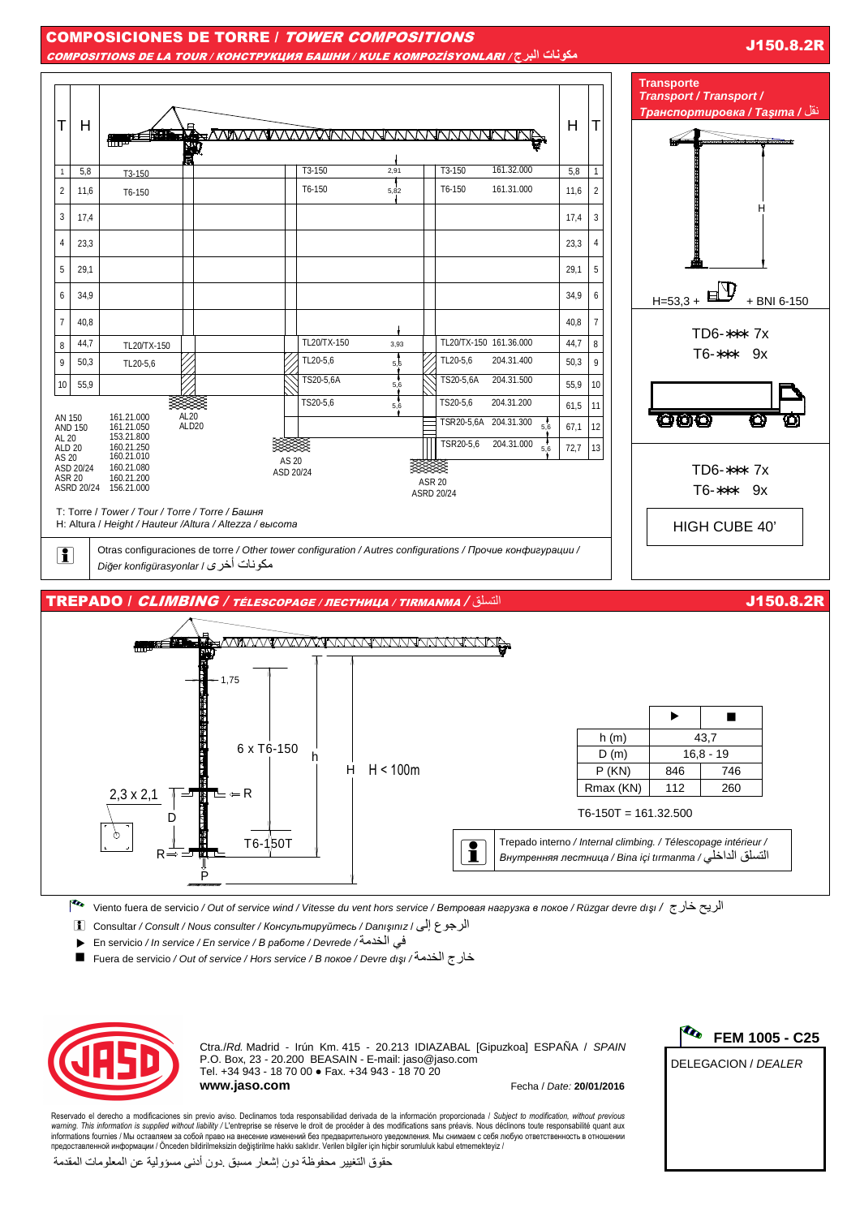# COMPOSICIONES DE TORRE / *TOWER COMPOSITIONS*

*COMPOSITIONS DE LA TOUR / КОНСТРУКЦИЯ БАШНИ / KULE KOMPOZİSYONLARI /* مكونات البرج

J150.8.2R

| T | H | | | | | | | H | T |
|---|---|---|---|---|---|---|---|---|---|
| 1 | 5,8 | T3-150 | T3-150 | 2,91 | T3-150 | 161.32.000 | | 5,8 | 1 |
| 2 | 11,6 | T6-150 | T6-150 | 5,82 | T6-150 | 161.31.000 | | 11,6 | 2 |
| 3 | 17,4 | | | | | | | 17,4 | 3 |
| 4 | 23,3 | | | | | | | 23,3 | 4 |
| 5 | 29,1 | | | | | | | 29,1 | 5 |
| 6 | 34,9 | | | | | | | 34,9 | 6 |
| 7 | 40,8 | | | | | | | 40,8 | 7 |
| 8 | 44,7 | TL20/TX-150 | TL20/TX-150 | 3,93 | TL20/TX-150 | 161.36.000 | | 44,7 | 8 |
| 9 | 50,3 | TL20-5,6 | TL20-5,6 | 5,6 | TL20-5,6 | 204.31.400 | | 50,3 | 9 |
| 10 | 55,9 | | TS20-5,6A | 5,6 | TS20-5,6A | 204.31.500 | | 55,9 | 10 |
| | | | TS20-5,6 | 5,6 | TS20-5,6 | 204.31.200 | | 61,5 | 11 |
| | | | | | TSR20-5,6A | 204.31.300 | 5,6 | 67,1 | 12 |
| | | | | | TSR20-5,6 | 204.31.000 | 5,6 | 72,7 | 13 |

AN 150 161.21.000
AND 150 161.21.050
AL 20 153.21.800
ALD 20 160.21.250
AS 20 160.21.010
ASD 20/24 160.21.080
ASR 20 160.21.200
ASRD 20/24 156.21.000

AL20
ALD20

AS 20
ASD 20/24

ASR 20
ASRD 20/24

T: Torre / *Tower / Tour / Torre / Torre / Башня*
H: Altura / *Height / Hauteur /Altura / Altezza / высома*

Otras configuraciones de torre / *Other tower configuration / Autres configurations / Прочие конфигурации / Diğer konfigürasyonlar /* مكونات أخرى

**Transporte**
***Transport / Transport / Транспортировка / Taşıma /*** نقل

H

H=53,3 + + BNI 6-150

TD6-\*\*\* 7x
T6-\*\*\* 9x

TD6-\*\*\* 7x
T6-\*\*\* 9x

HIGH CUBE 40'

# TREPADO / *CLIMBING / TÉLESCOPAGE / ЛЕСТНИЦА / TIRMANMA /* التسلق

J150.8.2R

1,75
6 x T6-150
h
H H < 100m
2,3 x 2,1
R
D
T6-150T
R
P

| | ▶ | ■ |
|---|---|---|
| h (m) | 43,7 | |
| D (m) | 16,8 - 19 | |
| P (KN) | 846 | 746 |
| Rmax (KN) | 112 | 260 |

T6-150T = 161.32.500

Trepado interno / *Internal climbing. / Télescopage intérieur / Внутренняя лестница / Bina içi tırmanma /* التسلق الداخلي

Viento fuera de servicio / *Out of service wind / Vitesse du vent hors service / Ветровая нагрузка в покое / Rüzgar devre dışı /* الريح خارج

Consultar / *Consult / Nous consulter / Консультируйтесь / Danışınız /* الرجوع إلى

▶ En servicio / *In service / En service / В работе / Devrede /* في الخدمة

■ Fuera de servicio / *Out of service / Hors service / В покое / Devre dışı /* خارج الخدمة

Ctra./*Rd.* Madrid - Irún Km. 415 - 20.213 IDIAZABAL [Gipuzkoa] ESPAÑA / *SPAIN*
P.O. Box, 23 - 20.200 BEASAIN - E-mail: jaso@jaso.com
Tel. +34 943 - 18 70 00 ● Fax. +34 943 - 18 70 20
**www.jaso.com**

Fecha / *Date:* **20/01/2016**

**FEM 1005 - C25**

DELEGACION / *DEALER*

Reservado el derecho a modificaciones sin previo aviso. Declinamos toda responsabilidad derivada de la información proporcionada / *Subject to modification, without previous warning. This information is supplied without liability* / L'entreprise se réserve le droit de procéder à des modifications sans préavis. Nous déclinons toute responsabilité quant aux informations fournies / Мы оставляем за собой право на внесение изменений без предварительного уведомления. Мы снимаем с себя любую ответственность в отношении предоставленной информации / Önceden bildirilmeksizin değiştirilme hakkı saklıdır. Verilen bilgiler için hiçbir sorumluluk kabul etmemekteyiz /

حقوق التغيير محفوظة دون إشعار مسبق. دون أدنى مسؤولية عن المعلومات المقدمة